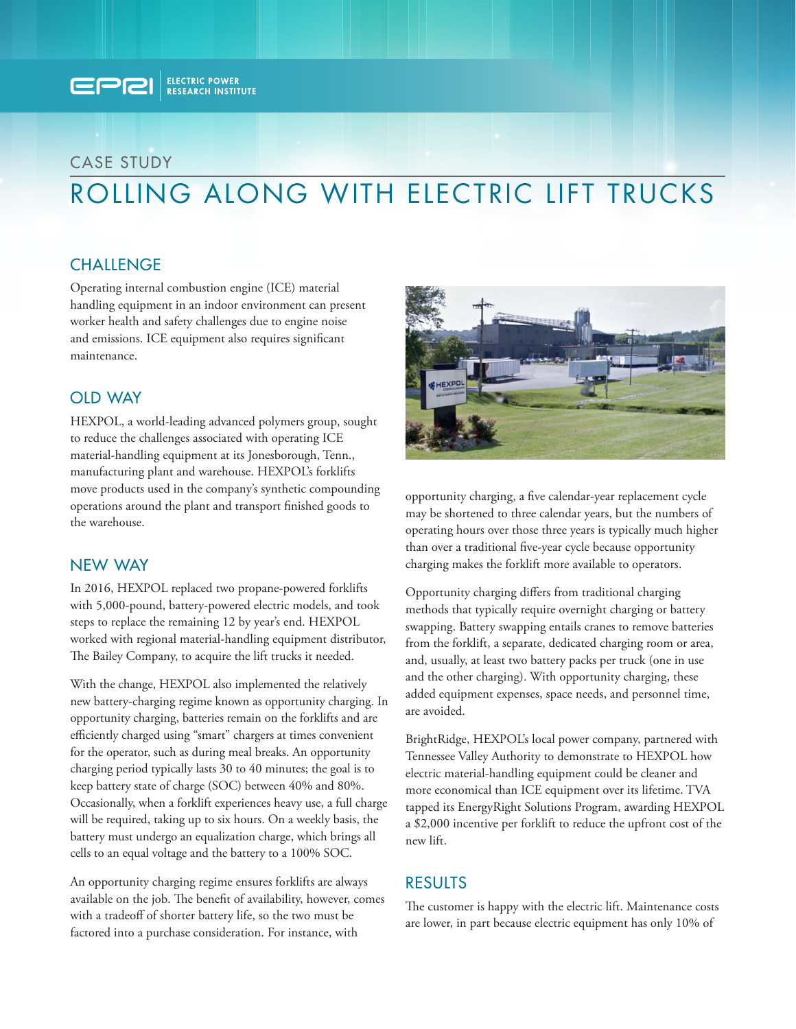ELECTRIC POWER RESEARCH INSTITUTE

CASE STUDY

# ROLLING ALONG WITH ELECTRIC LIFT TRUCKS

## CHALLENGE

Operating internal combustion engine (ICE) material handling equipment in an indoor environment can present worker health and safety challenges due to engine noise and emissions. ICE equipment also requires significant maintenance.

## OLD WAY

HEXPOL, a world-leading advanced polymers group, sought to reduce the challenges associated with operating ICE material-handling equipment at its Jonesborough, Tenn., manufacturing plant and warehouse. HEXPOL's forklifts move products used in the company's synthetic compounding operations around the plant and transport finished goods to the warehouse.

## NEW WAY

In 2016, HEXPOL replaced two propane-powered forklifts with 5,000-pound, battery-powered electric models, and took steps to replace the remaining 12 by year's end. HEXPOL worked with regional material-handling equipment distributor, The Bailey Company, to acquire the lift trucks it needed.

With the change, HEXPOL also implemented the relatively new battery-charging regime known as opportunity charging. In opportunity charging, batteries remain on the forklifts and are efficiently charged using "smart" chargers at times convenient for the operator, such as during meal breaks. An opportunity charging period typically lasts 30 to 40 minutes; the goal is to keep battery state of charge (SOC) between 40% and 80%. Occasionally, when a forklift experiences heavy use, a full charge will be required, taking up to six hours. On a weekly basis, the battery must undergo an equalization charge, which brings all cells to an equal voltage and the battery to a 100% SOC.

An opportunity charging regime ensures forklifts are always available on the job. The benefit of availability, however, comes with a tradeoff of shorter battery life, so the two must be factored into a purchase consideration. For instance, with opportunity charging, a five calendar-year replacement cycle may be shortened to three calendar years, but the numbers of operating hours over those three years is typically much higher than over a traditional five-year cycle because opportunity charging makes the forklift more available to operators.

Opportunity charging differs from traditional charging methods that typically require overnight charging or battery swapping. Battery swapping entails cranes to remove batteries from the forklift, a separate, dedicated charging room or area, and, usually, at least two battery packs per truck (one in use and the other charging). With opportunity charging, these added equipment expenses, space needs, and personnel time, are avoided.

BrightRidge, HEXPOL's local power company, partnered with Tennessee Valley Authority to demonstrate to HEXPOL how electric material-handling equipment could be cleaner and more economical than ICE equipment over its lifetime. TVA tapped its EnergyRight Solutions Program, awarding HEXPOL a $2,000 incentive per forklift to reduce the upfront cost of the new lift.

## RESULTS

The customer is happy with the electric lift. Maintenance costs are lower, in part because electric equipment has only 10% of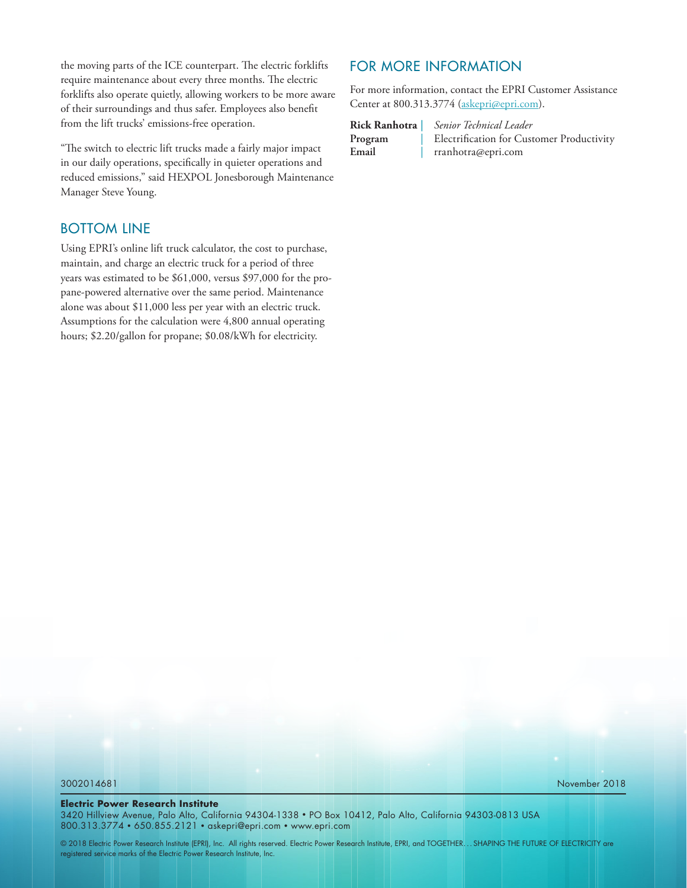the moving parts of the ICE counterpart. The electric forklifts require maintenance about every three months. The electric forklifts also operate quietly, allowing workers to be more aware of their surroundings and thus safer. Employees also benefit from the lift trucks' emissions-free operation.

"The switch to electric lift trucks made a fairly major impact in our daily operations, specifically in quieter operations and reduced emissions," said HEXPOL Jonesborough Maintenance Manager Steve Young.

## BOTTOM LINE

Using EPRI's online lift truck calculator, the cost to purchase, maintain, and charge an electric truck for a period of three years was estimated to be $61,000, versus $97,000 for the propane-powered alternative over the same period. Maintenance alone was about $11,000 less per year with an electric truck. Assumptions for the calculation were 4,800 annual operating hours; $2.20/gallon for propane; $0.08/kWh for electricity.

## FOR MORE INFORMATION

For more information, contact the EPRI Customer Assistance Center at 800.313.3774 (askepri@epri.com).

**Rick Ranhotra** | *Senior Technical Leader*
**Program** | Electrification for Customer Productivity
**Email** | rranhotra@epri.com

3002014681

November 2018

**Electric Power Research Institute**
3420 Hillview Avenue, Palo Alto, California 94304-1338 • PO Box 10412, Palo Alto, California 94303-0813 USA
800.313.3774 • 650.855.2121 • askepri@epri.com • www.epri.com

© 2018 Electric Power Research Institute (EPRI), Inc. All rights reserved. Electric Power Research Institute, EPRI, and TOGETHER...SHAPING THE FUTURE OF ELECTRICITY are registered service marks of the Electric Power Research Institute, Inc.